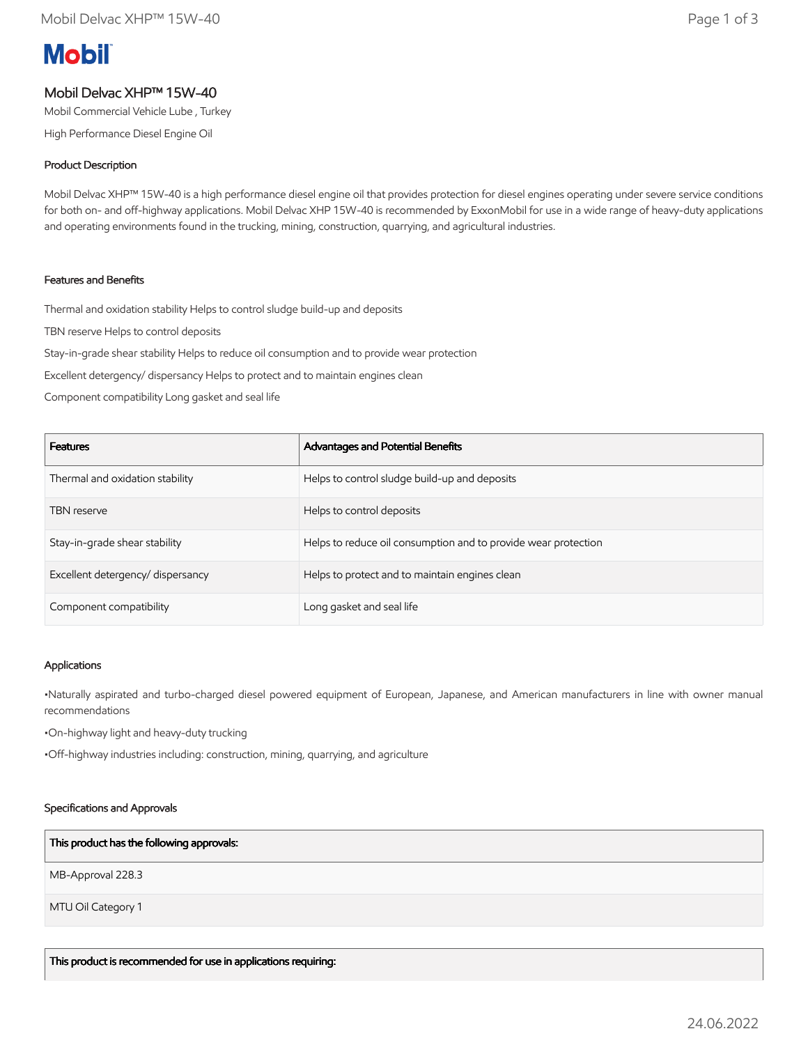# Mobil

## Mobil Delvac XHP™ 15W-40

Mobil Commercial Vehicle Lube , Turkey

High Performance Diesel Engine Oil

### Product Description

Mobil Delvac XHP™ 15W-40 is a high performance diesel engine oil that provides protection for diesel engines operating under severe service conditions for both on- and off-highway applications. Mobil Delvac XHP 15W-40 is recommended by ExxonMobil for use in a wide range of heavy-duty applications and operating environments found in the trucking, mining, construction, quarrying, and agricultural industries.

### Features and Benefits

Thermal and oxidation stability Helps to control sludge build-up and deposits

TBN reserve Helps to control deposits

Stay-in-grade shear stability Helps to reduce oil consumption and to provide wear protection

Excellent detergency/ dispersancy Helps to protect and to maintain engines clean

Component compatibility Long gasket and seal life

| Features | Advantages and Potential Benefits |
|---|---|
| Thermal and oxidation stability | Helps to control sludge build-up and deposits |
| TBN reserve | Helps to control deposits |
| Stay-in-grade shear stability | Helps to reduce oil consumption and to provide wear protection |
| Excellent detergency/ dispersancy | Helps to protect and to maintain engines clean |
| Component compatibility | Long gasket and seal life |

### Applications

•Naturally aspirated and turbo-charged diesel powered equipment of European, Japanese, and American manufacturers in line with owner manual recommendations

•On-highway light and heavy-duty trucking

•Off-highway industries including: construction, mining, quarrying, and agriculture

### Specifications and Approvals

| This product has the following approvals: |
|---|
| MB-Approval 228.3 |
| MTU Oil Category 1 |

| This product is recommended for use in applications requiring: |
|---|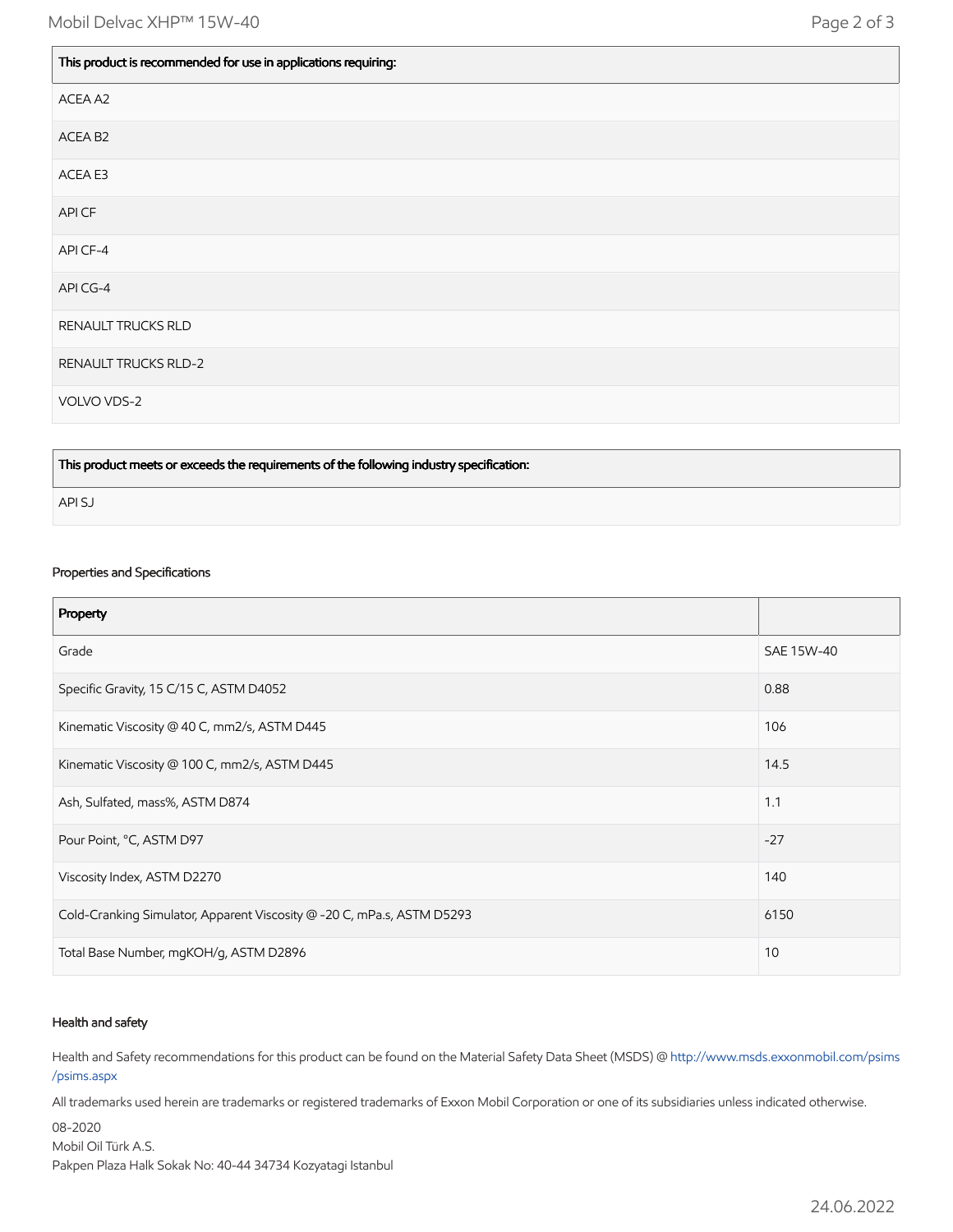| This product is recommended for use in applications requiring: |
|---|
| ACEA A2 |
| ACEA B2 |
| ACEA E3 |
| API CF |
| API CF-4 |
| API CG-4 |
| RENAULT TRUCKS RLD |
| RENAULT TRUCKS RLD-2 |
| VOLVO VDS-2 |

| This product meets or exceeds the requirements of the following industry specification: |
|---|
| API SJ |

### Properties and Specifications

| Property | |
|---|---|
| Grade | SAE 15W-40 |
| Specific Gravity, 15 C/15 C, ASTM D4052 | 0.88 |
| Kinematic Viscosity @ 40 C, mm2/s, ASTM D445 | 106 |
| Kinematic Viscosity @ 100 C, mm2/s, ASTM D445 | 14.5 |
| Ash, Sulfated, mass%, ASTM D874 | 1.1 |
| Pour Point, °C, ASTM D97 | -27 |
| Viscosity Index, ASTM D2270 | 140 |
| Cold-Cranking Simulator, Apparent Viscosity @ -20 C, mPa.s, ASTM D5293 | 6150 |
| Total Base Number, mgKOH/g, ASTM D2896 | 10 |

### Health and safety

Health and Safety recommendations for this product can be found on the Material Safety Data Sheet (MSDS) @ http://www.msds.exxonmobil.com/psims/psims.aspx

All trademarks used herein are trademarks or registered trademarks of Exxon Mobil Corporation or one of its subsidiaries unless indicated otherwise.

08-2020
Mobil Oil Türk A.S.
Pakpen Plaza Halk Sokak No: 40-44 34734 Kozyatagi Istanbul

24.06.2022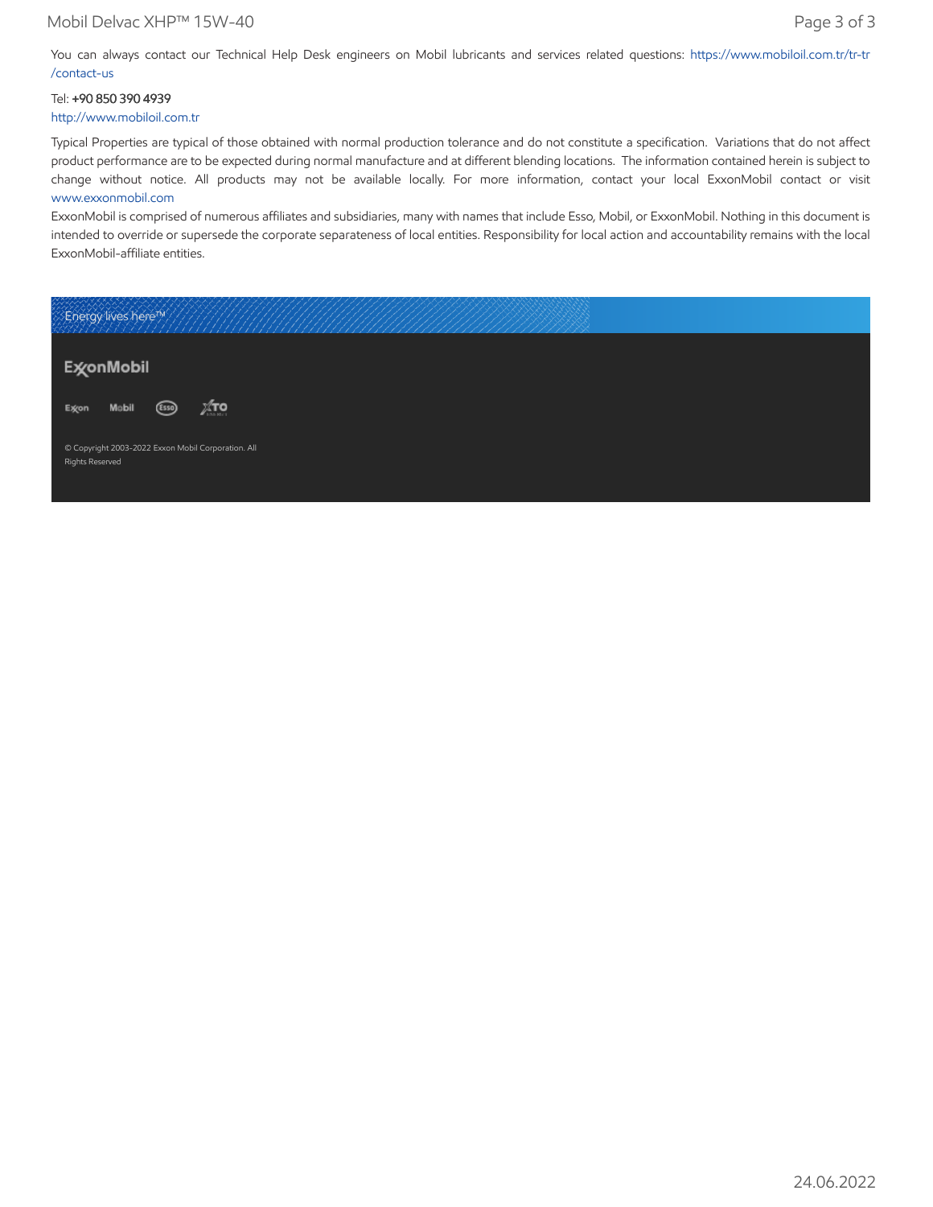You can always contact our Technical Help Desk engineers on Mobil lubricants and services related questions: https://www.mobiloil.com.tr/tr-tr/contact-us

Tel: +90 850 390 4939

http://www.mobiloil.com.tr

Typical Properties are typical of those obtained with normal production tolerance and do not constitute a specification. Variations that do not affect product performance are to be expected during normal manufacture and at different blending locations. The information contained herein is subject to change without notice. All products may not be available locally. For more information, contact your local ExxonMobil contact or visit www.exxonmobil.com

ExxonMobil is comprised of numerous affiliates and subsidiaries, many with names that include Esso, Mobil, or ExxonMobil. Nothing in this document is intended to override or supersede the corporate separateness of local entities. Responsibility for local action and accountability remains with the local ExxonMobil-affiliate entities.

Energy lives here™

ExxonMobil

Exxon Mobil Esso XTO

© Copyright 2003-2022 Exxon Mobil Corporation. All Rights Reserved

24.06.2022